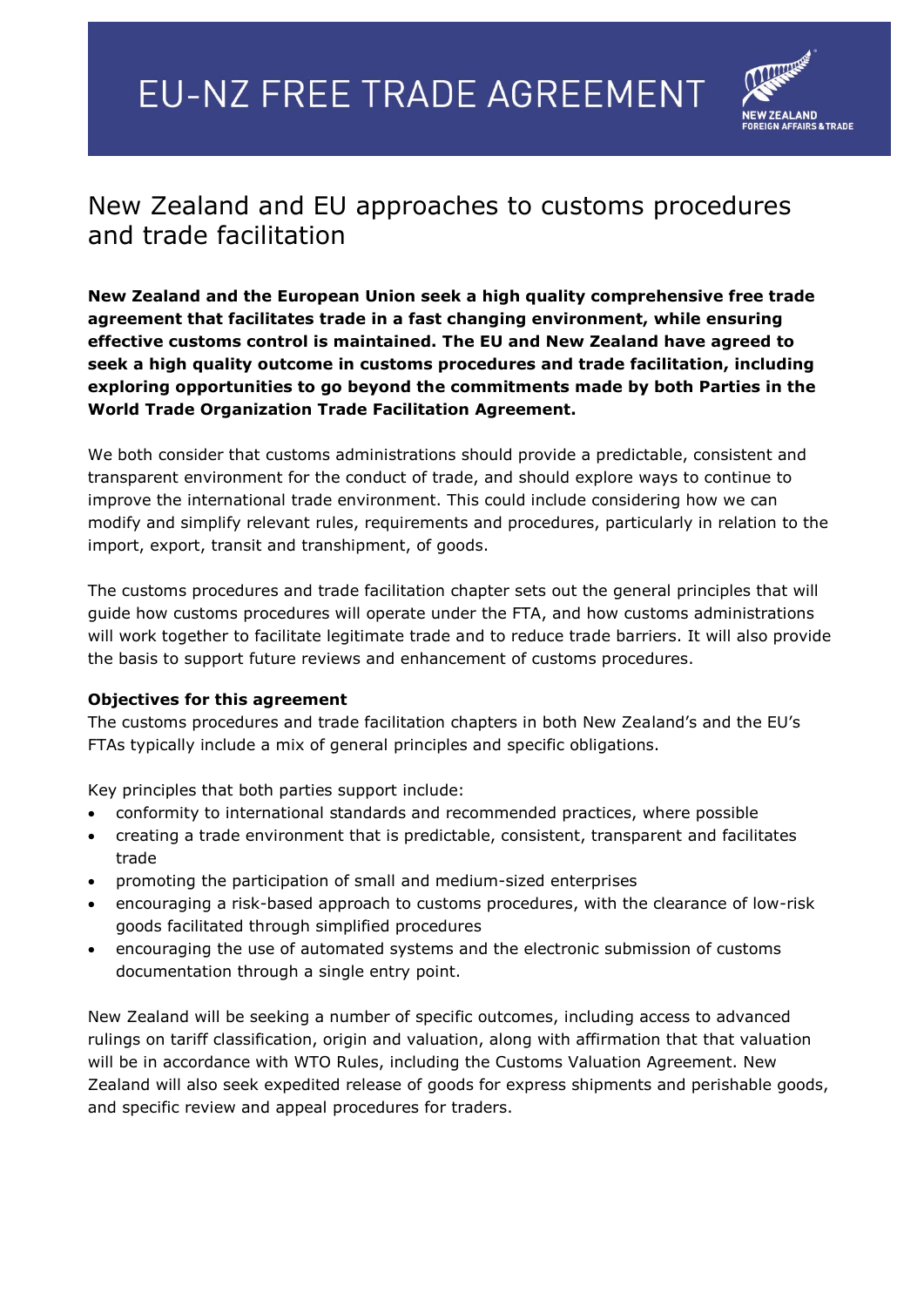# EU-NZ FREE TRADE AGREEMENT

NEW ZEALAND
FOREIGN AFFAIRS & TRADE

## New Zealand and EU approaches to customs procedures and trade facilitation

**New Zealand and the European Union seek a high quality comprehensive free trade agreement that facilitates trade in a fast changing environment, while ensuring effective customs control is maintained. The EU and New Zealand have agreed to seek a high quality outcome in customs procedures and trade facilitation, including exploring opportunities to go beyond the commitments made by both Parties in the World Trade Organization Trade Facilitation Agreement.**

We both consider that customs administrations should provide a predictable, consistent and transparent environment for the conduct of trade, and should explore ways to continue to improve the international trade environment. This could include considering how we can modify and simplify relevant rules, requirements and procedures, particularly in relation to the import, export, transit and transhipment, of goods.

The customs procedures and trade facilitation chapter sets out the general principles that will guide how customs procedures will operate under the FTA, and how customs administrations will work together to facilitate legitimate trade and to reduce trade barriers. It will also provide the basis to support future reviews and enhancement of customs procedures.

**Objectives for this agreement**

The customs procedures and trade facilitation chapters in both New Zealand's and the EU's FTAs typically include a mix of general principles and specific obligations.

Key principles that both parties support include:

- conformity to international standards and recommended practices, where possible
- creating a trade environment that is predictable, consistent, transparent and facilitates trade
- promoting the participation of small and medium-sized enterprises
- encouraging a risk-based approach to customs procedures, with the clearance of low-risk goods facilitated through simplified procedures
- encouraging the use of automated systems and the electronic submission of customs documentation through a single entry point.

New Zealand will be seeking a number of specific outcomes, including access to advanced rulings on tariff classification, origin and valuation, along with affirmation that that valuation will be in accordance with WTO Rules, including the Customs Valuation Agreement. New Zealand will also seek expedited release of goods for express shipments and perishable goods, and specific review and appeal procedures for traders.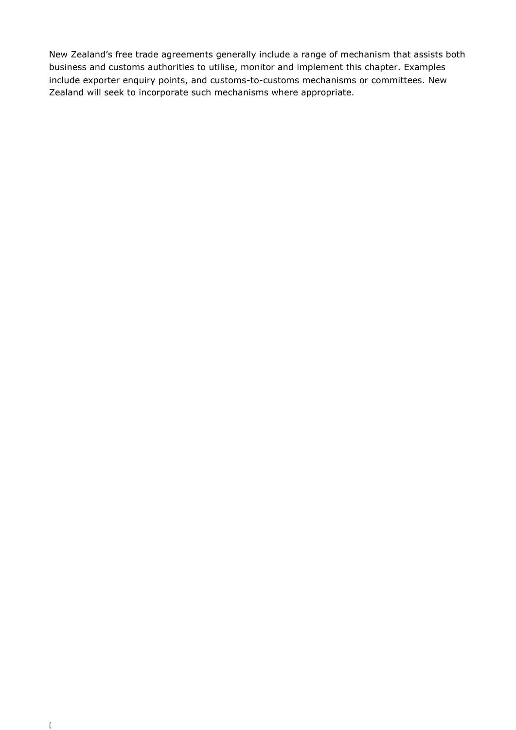New Zealand's free trade agreements generally include a range of mechanism that assists both business and customs authorities to utilise, monitor and implement this chapter. Examples include exporter enquiry points, and customs-to-customs mechanisms or committees. New Zealand will seek to incorporate such mechanisms where appropriate.

[